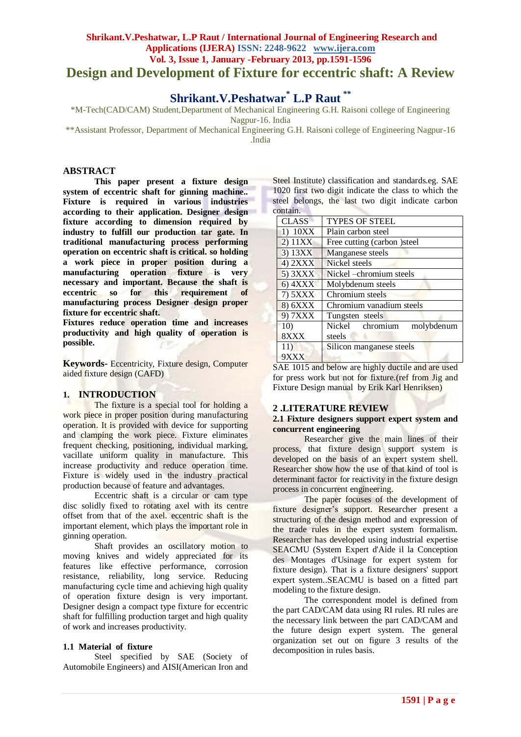# Design and Development of Fixture for eccentric shaft: A Review

## Shrikant.V.Peshatwar[*] L.P Raut [**]

*M-Tech(CAD/CAM) Student,Department of Mechanical Engineering G.H. Raisoni college of Engineering Nagpur-16. India

**Assistant Professor, Department of Mechanical Engineering G.H. Raisoni college of Engineering Nagpur-16 .India

## ABSTRACT

**This paper present a fixture design system of eccentric shaft for ginning machine.. Fixture is required in various industries according to their application. Designer design fixture according to dimension required by industry to fulfill our production tar gate. In traditional manufacturing process performing operation on eccentric shaft is critical. so holding a work piece in proper position during a manufacturing operation fixture is very necessary and important. Because the shaft is eccentric so for this requirement of manufacturing process Designer design proper fixture for eccentric shaft.**

**Fixtures reduce operation time and increases productivity and high quality of operation is possible.**

**Keywords-** Eccentricity, Fixture design, Computer aided fixture design (CAFD)

## 1. INTRODUCTION

The fixture is a special tool for holding a work piece in proper position during manufacturing operation. It is provided with device for supporting and clamping the work piece. Fixture eliminates frequent checking, positioning, individual marking, vacillate uniform quality in manufacture. This increase productivity and reduce operation time. Fixture is widely used in the industry practical production because of feature and advantages.

Eccentric shaft is a circular or cam type disc solidly fixed to rotating axel with its centre offset from that of the axel. eccentric shaft is the important element, which plays the important role in ginning operation.

Shaft provides an oscillatory motion to moving knives and widely appreciated for its features like effective performance, corrosion resistance, reliability, long service. Reducing manufacturing cycle time and achieving high quality of operation fixture design is very important. Designer design a compact type fixture for eccentric shaft for fulfilling production target and high quality of work and increases productivity.

### 1.1 Material of fixture

Steel specified by SAE (Society of Automobile Engineers) and AISI(American Iron and Steel Institute) classification and standards.eg. SAE 1020 first two digit indicate the class to which the steel belongs, the last two digit indicate carbon contain.

| CLASS | TYPES OF STEEL |
|---|---|
| 1) 10XX | Plain carbon steel |
| 2) 11XX | Free cutting (carbon )steel |
| 3) 13XX | Manganese steels |
| 4) 2XXX | Nickel steels |
| 5) 3XXX | Nickel –chromium steels |
| 6) 4XXX | Molybdenum steels |
| 7) 5XXX | Chromium steels |
| 8) 6XXX | Chromium vanadium steels |
| 9) 7XXX | Tungsten steels |
| 10) 8XXX | Nickel chromium molybdenum steels |
| 11) 9XXX | Silicon manganese steels |

SAE 1015 and below are highly ductile and are used for press work but not for fixture.(ref from Jig and Fixture Design manual by Erik Karl Henriksen)

## 2 .LITERATURE REVIEW

### 2.1 Fixture designers support expert system and concurrent engineering

Researcher give the main lines of their process, that fixture design support system is developed on the basis of an expert system shell. Researcher show how the use of that kind of tool is determinant factor for reactivity in the fixture design process in concurrent engineering.

The paper focuses of the development of fixture designer's support. Researcher present a structuring of the design method and expression of the trade rules in the expert system formalism. Researcher has developed using industrial expertise SEACMU (System Expert d'Aide il la Conception des Montages d'Usinage for expert system for fixture design). That is a fixture designers' support expert system..SEACMU is based on a fitted part modeling to the fixture design.

The correspondent model is defined from the part CAD/CAM data using RI rules. RI rules are the necessary link between the part CAD/CAM and the future design expert system. The general organization set out on figure 3 results of the decomposition in rules basis.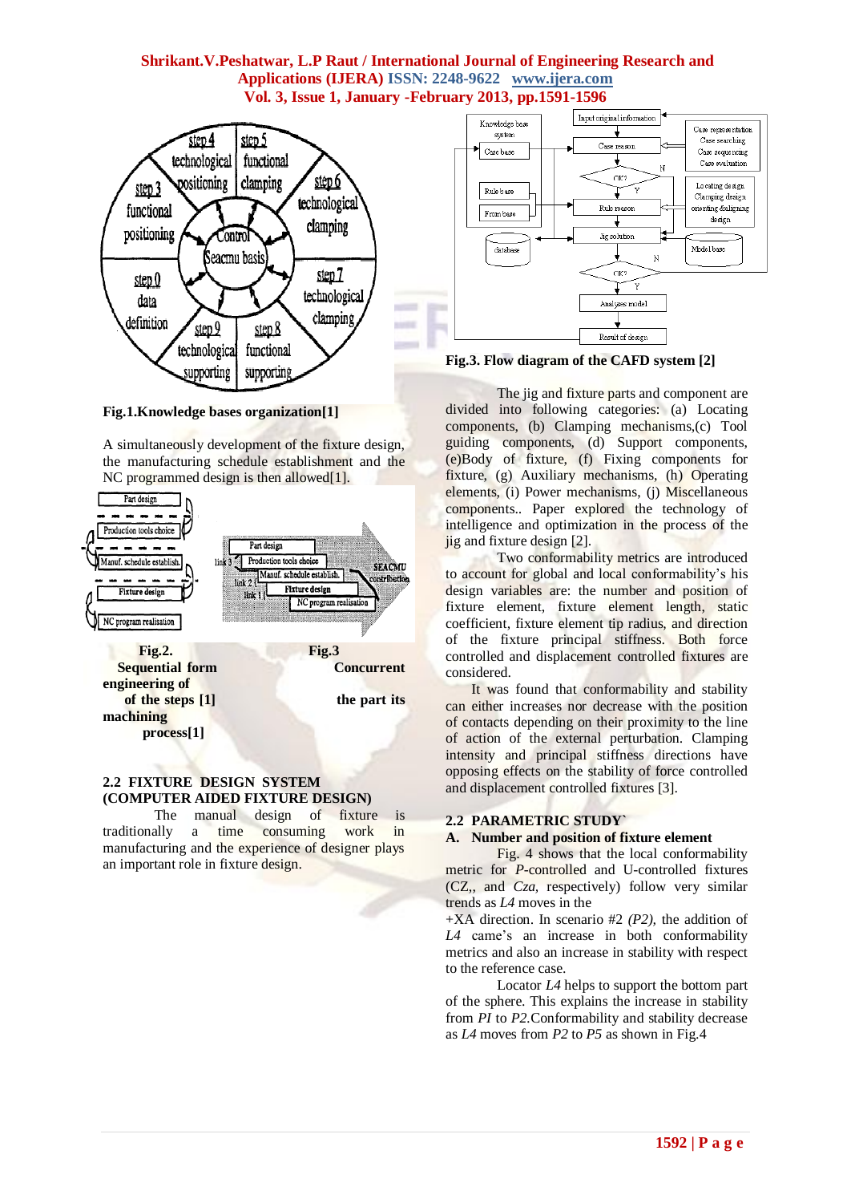**Fig.1.Knowledge bases organization[1]**

A simultaneously development of the fixture design, the manufacturing schedule establishment and the NC programmed design is then allowed[1].

**Fig.2. Sequential form engineering of the steps [1]**

**Fig.3 Concurrent machining process[1] the part its**

## 2.2 FIXTURE DESIGN SYSTEM (COMPUTER AIDED FIXTURE DESIGN)

The manual design of fixture is traditionally a time consuming work in manufacturing and the experience of designer plays an important role in fixture design.

**Fig.3. Flow diagram of the CAFD system [2]**

The jig and fixture parts and component are divided into following categories: (a) Locating components, (b) Clamping mechanisms,(c) Tool guiding components, (d) Support components, (e)Body of fixture, (f) Fixing components for fixture, (g) Auxiliary mechanisms, (h) Operating elements, (i) Power mechanisms, (j) Miscellaneous components.. Paper explored the technology of intelligence and optimization in the process of the jig and fixture design [2].

Two conformability metrics are introduced to account for global and local conformability's his design variables are: the number and position of fixture element, fixture element length, static coefficient, fixture element tip radius, and direction of the fixture principal stiffness. Both force controlled and displacement controlled fixtures are considered.

It was found that conformability and stability can either increases nor decrease with the position of contacts depending on their proximity to the line of action of the external perturbation. Clamping intensity and principal stiffness directions have opposing effects on the stability of force controlled and displacement controlled fixtures [3].

## 2.2 PARAMETRIC STUDY`

### A. Number and position of fixture element

Fig. 4 shows that the local conformability metric for *P*-controlled and U-controlled fixtures (CZ,, and *Cza,* respectively) follow very similar trends as *L4* moves in the +XA direction. In scenario #2 *(P2),* the addition of *L4* came's an increase in both conformability metrics and also an increase in stability with respect to the reference case.

Locator *L4* helps to support the bottom part of the sphere. This explains the increase in stability from *PI* to *P2.*Conformability and stability decrease as *L4* moves from *P2* to *P5* as shown in Fig.4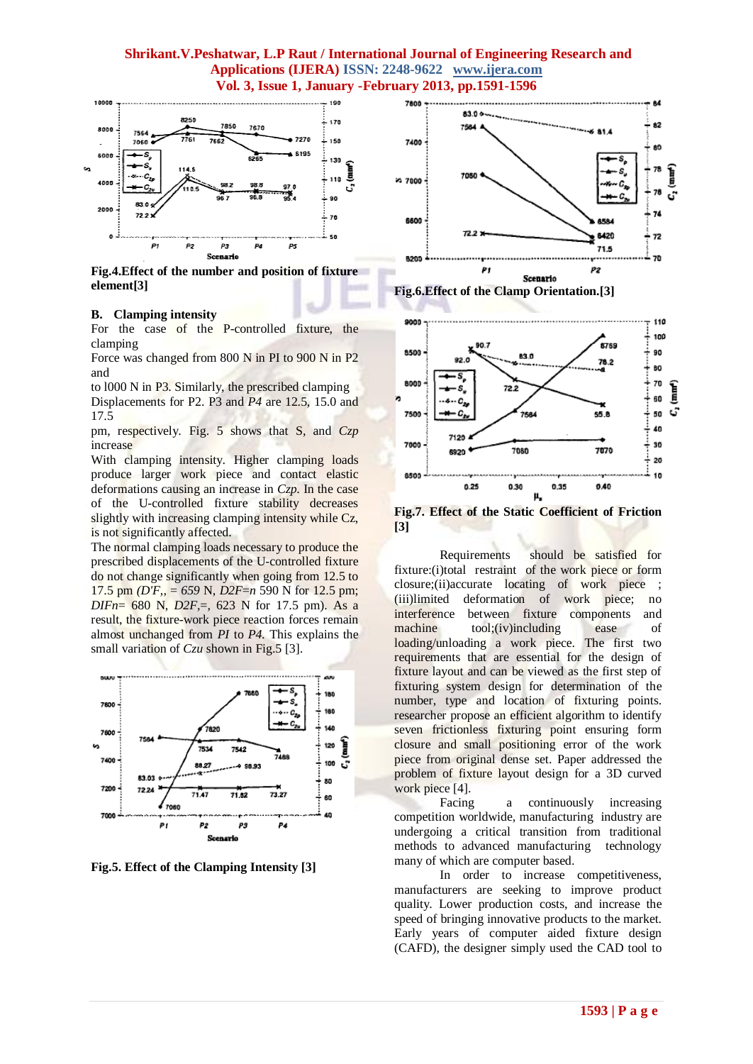Fig.4.Effect of the number and position of fixture element[3]

### B. Clamping intensity

For the case of the P-controlled fixture, the clamping Force was changed from 800 N in PI to 900 N in P2 and to l000 N in P3. Similarly, the prescribed clamping Displacements for P2. P3 and *P4* are 12.5, 15.0 and 17.5 pm, respectively. Fig. 5 shows that S, and *Czp* increase With clamping intensity. Higher clamping loads produce larger work piece and contact elastic deformations causing an increase in *Czp.* In the case of the U-controlled fixture stability decreases slightly with increasing clamping intensity while Cz, is not significantly affected.

The normal clamping loads necessary to produce the prescribed displacements of the U-controlled fixture do not change significantly when going from 12.5 to 17.5 pm *(D'F,, = 659* N, *D2F=n* 590 N for 12.5 pm; *DIFn*= 680 N, *D2F,=,* 623 N for 17.5 pm). As a result, the fixture-work piece reaction forces remain almost unchanged from *PI* to *P4.* This explains the small variation of *Czu* shown in Fig.5 [3].

Fig.5. Effect of the Clamping Intensity [3]

Fig.6.Effect of the Clamp Orientation.[3]

Fig.7. Effect of the Static Coefficient of Friction [3]

Requirements should be satisfied for fixture:(i)total restraint of the work piece or form closure;(ii)accurate locating of work piece ;(iii)limited deformation of work piece; no interference between fixture components and machine tool;(iv)including ease of loading/unloading a work piece. The first two requirements that are essential for the design of fixture layout and can be viewed as the first step of fixturing system design for determination of the number, type and location of fixturing points. researcher propose an efficient algorithm to identify seven frictionless fixturing point ensuring form closure and small positioning error of the work piece from original dense set. Paper address the problem of fixture layout design for a 3D curved work piece [4].

Facing a continuously increasing competition worldwide, manufacturing industry are undergoing a critical transition from traditional methods to advanced manufacturing technology many of which are computer based.

In order to increase competitiveness, manufacturers are seeking to improve product quality. Lower production costs, and increase the speed of bringing innovative products to the market. Early years of computer aided fixture design (CAFD), the designer simply used the CAD tool to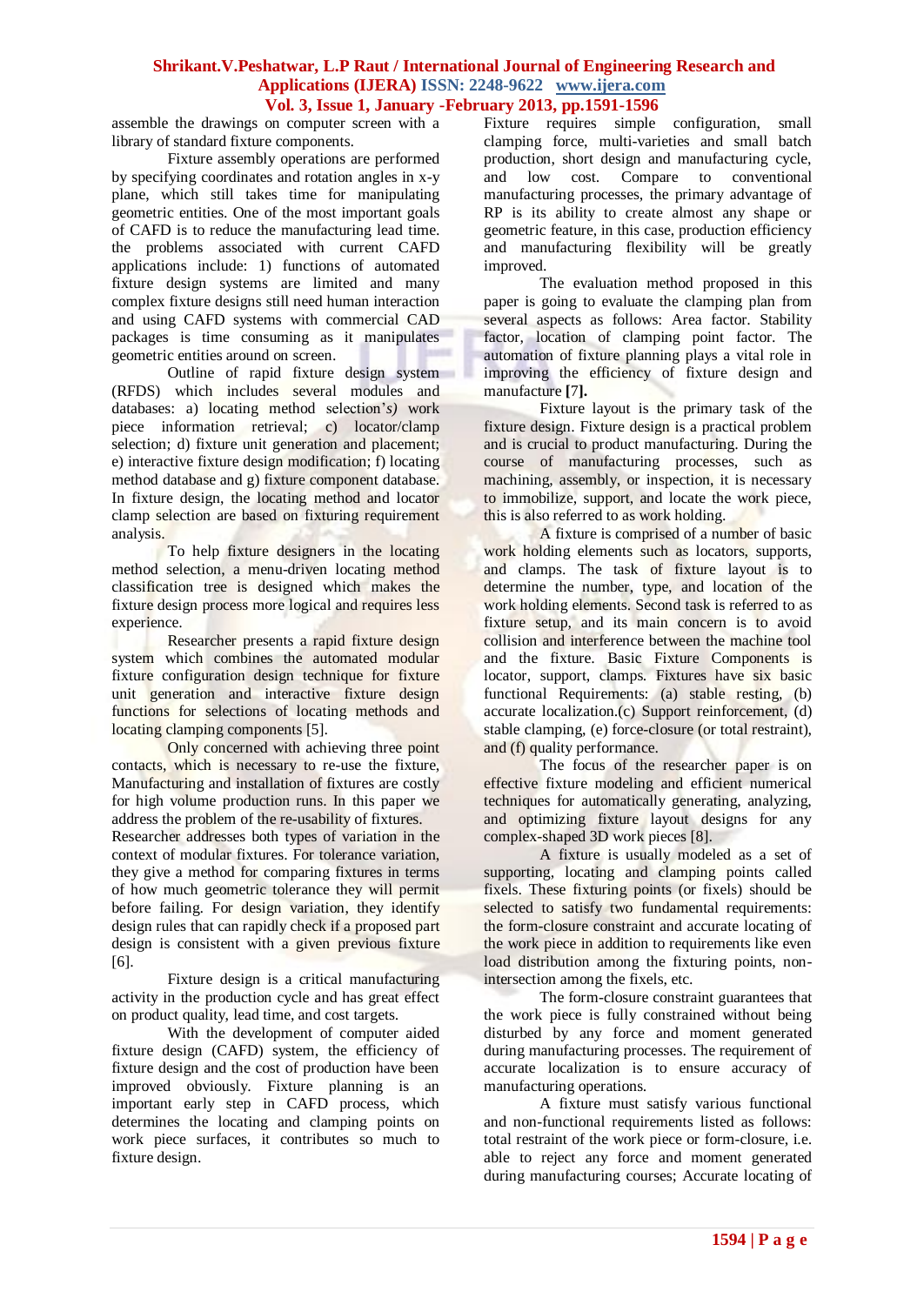assemble the drawings on computer screen with a library of standard fixture components.

Fixture assembly operations are performed by specifying coordinates and rotation angles in x-y plane, which still takes time for manipulating geometric entities. One of the most important goals of CAFD is to reduce the manufacturing lead time. the problems associated with current CAFD applications include: 1) functions of automated fixture design systems are limited and many complex fixture designs still need human interaction and using CAFD systems with commercial CAD packages is time consuming as it manipulates geometric entities around on screen.

Outline of rapid fixture design system (RFDS) which includes several modules and databases: a) locating method selection'*s)* work piece information retrieval; c) locator/clamp selection; d) fixture unit generation and placement; e) interactive fixture design modification; f) locating method database and g) fixture component database. In fixture design, the locating method and locator clamp selection are based on fixturing requirement analysis.

To help fixture designers in the locating method selection, a menu-driven locating method classification tree is designed which makes the fixture design process more logical and requires less experience.

Researcher presents a rapid fixture design system which combines the automated modular fixture configuration design technique for fixture unit generation and interactive fixture design functions for selections of locating methods and locating clamping components [5].

Only concerned with achieving three point contacts, which is necessary to re-use the fixture, Manufacturing and installation of fixtures are costly for high volume production runs. In this paper we address the problem of the re-usability of fixtures. Researcher addresses both types of variation in the context of modular fixtures. For tolerance variation, they give a method for comparing fixtures in terms of how much geometric tolerance they will permit before failing. For design variation, they identify design rules that can rapidly check if a proposed part design is consistent with a given previous fixture [6].

Fixture design is a critical manufacturing activity in the production cycle and has great effect on product quality, lead time, and cost targets.

With the development of computer aided fixture design (CAFD) system, the efficiency of fixture design and the cost of production have been improved obviously. Fixture planning is an important early step in CAFD process, which determines the locating and clamping points on work piece surfaces, it contributes so much to fixture design.

Fixture requires simple configuration, small clamping force, multi-varieties and small batch production, short design and manufacturing cycle, and low cost. Compare to conventional manufacturing processes, the primary advantage of RP is its ability to create almost any shape or geometric feature, in this case, production efficiency and manufacturing flexibility will be greatly improved.

The evaluation method proposed in this paper is going to evaluate the clamping plan from several aspects as follows: Area factor. Stability factor, location of clamping point factor. The automation of fixture planning plays a vital role in improving the efficiency of fixture design and manufacture **[7].**

Fixture layout is the primary task of the fixture design. Fixture design is a practical problem and is crucial to product manufacturing. During the course of manufacturing processes, such as machining, assembly, or inspection, it is necessary to immobilize, support, and locate the work piece, this is also referred to as work holding.

A fixture is comprised of a number of basic work holding elements such as locators, supports, and clamps. The task of fixture layout is to determine the number, type, and location of the work holding elements. Second task is referred to as fixture setup, and its main concern is to avoid collision and interference between the machine tool and the fixture. Basic Fixture Components is locator, support, clamps. Fixtures have six basic functional Requirements: (a) stable resting, (b) accurate localization.(c) Support reinforcement, (d) stable clamping, (e) force-closure (or total restraint), and (f) quality performance.

The focus of the researcher paper is on effective fixture modeling and efficient numerical techniques for automatically generating, analyzing, and optimizing fixture layout designs for any complex-shaped 3D work pieces [8].

A fixture is usually modeled as a set of supporting, locating and clamping points called fixels. These fixturing points (or fixels) should be selected to satisfy two fundamental requirements: the form-closure constraint and accurate locating of the work piece in addition to requirements like even load distribution among the fixturing points, non-intersection among the fixels, etc.

The form-closure constraint guarantees that the work piece is fully constrained without being disturbed by any force and moment generated during manufacturing processes. The requirement of accurate localization is to ensure accuracy of manufacturing operations.

A fixture must satisfy various functional and non-functional requirements listed as follows: total restraint of the work piece or form-closure, i.e. able to reject any force and moment generated during manufacturing courses; Accurate locating of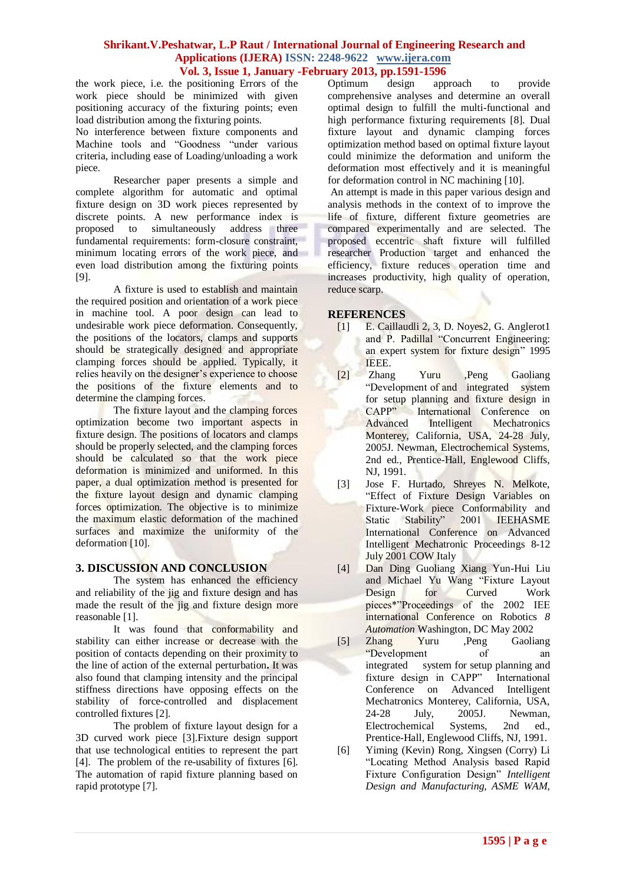the work piece, i.e. the positioning Errors of the work piece should be minimized with given positioning accuracy of the fixturing points; even load distribution among the fixturing points.

No interference between fixture components and Machine tools and "Goodness "under various criteria, including ease of Loading/unloading a work piece.

Researcher paper presents a simple and complete algorithm for automatic and optimal fixture design on 3D work pieces represented by discrete points. A new performance index is proposed to simultaneously address three fundamental requirements: form-closure constraint, minimum locating errors of the work piece, and even load distribution among the fixturing points [9].

A fixture is used to establish and maintain the required position and orientation of a work piece in machine tool. A poor design can lead to undesirable work piece deformation. Consequently, the positions of the locators, clamps and supports should be strategically designed and appropriate clamping forces should be applied. Typically, it relies heavily on the designer's experience to choose the positions of the fixture elements and to determine the clamping forces.

The fixture layout and the clamping forces optimization become two important aspects in fixture design. The positions of locators and clamps should be properly selected, and the clamping forces should be calculated so that the work piece deformation is minimized and uniformed. In this paper, a dual optimization method is presented for the fixture layout design and dynamic clamping forces optimization. The objective is to minimize the maximum elastic deformation of the machined surfaces and maximize the uniformity of the deformation [10].

## 3. DISCUSSION AND CONCLUSION

The system has enhanced the efficiency and reliability of the jig and fixture design and has made the result of the jig and fixture design more reasonable [1].

It was found that conformability and stability can either increase or decrease with the position of contacts depending on their proximity to the line of action of the external perturbation**.** It was also found that clamping intensity and the principal stiffness directions have opposing effects on the stability of force-controlled and displacement controlled fixtures [2].

The problem of fixture layout design for a 3D curved work piece [3].Fixture design support that use technological entities to represent the part [4]. The problem of the re-usability of fixtures [6]. The automation of rapid fixture planning based on rapid prototype [7].

Optimum design approach to provide comprehensive analyses and determine an overall optimal design to fulfill the multi-functional and high performance fixturing requirements [8]. Dual fixture layout and dynamic clamping forces optimization method based on optimal fixture layout could minimize the deformation and uniform the deformation most effectively and it is meaningful for deformation control in NC machining [10].

An attempt is made in this paper various design and analysis methods in the context of to improve the life of fixture, different fixture geometries are compared experimentally and are selected. The proposed eccentric shaft fixture will fulfilled researcher Production target and enhanced the efficiency, fixture reduces operation time and increases productivity, high quality of operation, reduce scarp.

## REFERENCES

[1] E. Caillaudli 2, 3, D. Noyes2, G. Anglerot1 and P. Padillal "Concurrent Engineering: an expert system for fixture design" 1995 IEEE.

[2] Zhang Yuru ,Peng Gaoliang "Development of and integrated system for setup planning and fixture design in CAPP" International Conference on Advanced Intelligent Mechatronics Monterey, California, USA, 24-28 July, 2005J. Newman, Electrochemical Systems, 2nd ed., Prentice-Hall, Englewood Cliffs, NJ, 1991.

[3] Jose F. Hurtado, Shreyes N. Melkote, "Effect of Fixture Design Variables on Fixture-Work piece Conformability and Static Stability" 2001 IEEHASME International Conference on Advanced Intelligent Mechatronic Proceedings 8-12 July 2001 COW Italy

[4] Dan Ding Guoliang Xiang Yun-Hui Liu and Michael Yu Wang "Fixture Layout Design for Curved Work pieces*"Proceedings of the 2002 IEE international Conference on Robotics *8 Automation* Washington, DC May 2002

[5] Zhang Yuru ,Peng Gaoliang "Development of an integrated system for setup planning and fixture design in CAPP" International Conference on Advanced Intelligent Mechatronics Monterey, California, USA, 24-28 July, 2005J. Newman, Electrochemical Systems, 2nd ed., Prentice-Hall, Englewood Cliffs, NJ, 1991.

[6] Yiming (Kevin) Rong, Xingsen (Corry) Li "Locating Method Analysis based Rapid Fixture Configuration Design" *Intelligent Design and Manufacturing, ASME WAM,*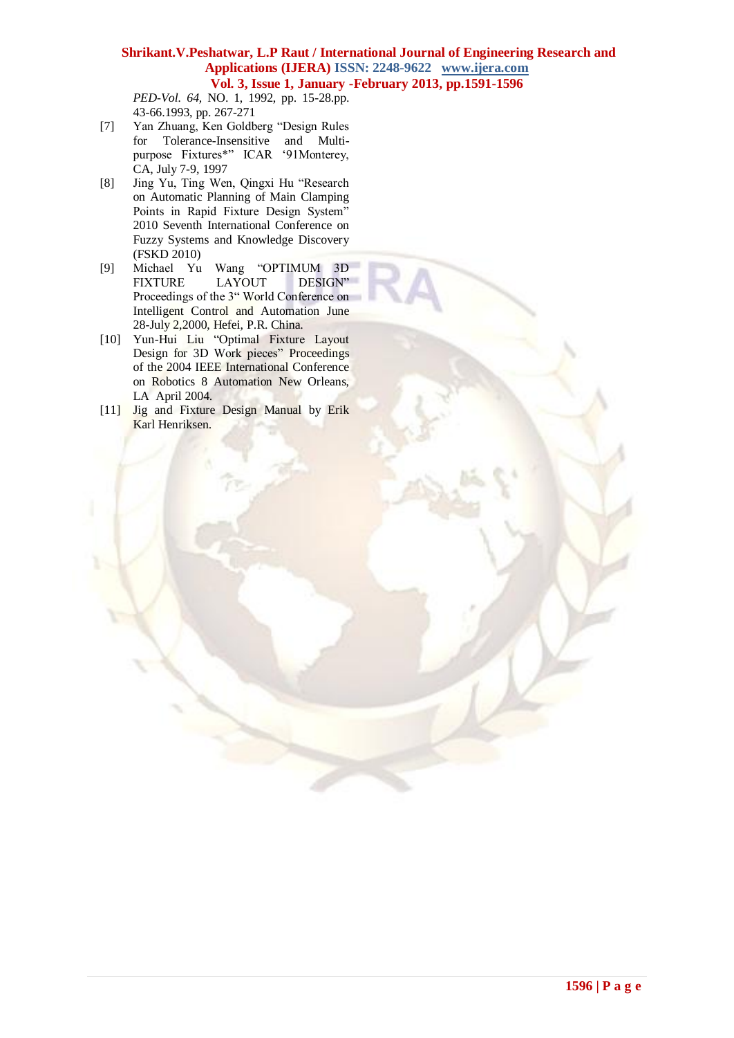*PED-Vol. 64,* NO. 1, 1992, pp. 15-28.pp. 43-66.1993, pp. 267-271

[7] Yan Zhuang, Ken Goldberg "Design Rules for Tolerance-Insensitive and Multi-purpose Fixtures*" ICAR '91Monterey, CA, July 7-9, 1997

[8] Jing Yu, Ting Wen, Qingxi Hu "Research on Automatic Planning of Main Clamping Points in Rapid Fixture Design System" 2010 Seventh International Conference on Fuzzy Systems and Knowledge Discovery (FSKD 2010)

[9] Michael Yu Wang "OPTIMUM 3D FIXTURE LAYOUT DESIGN" Proceedings of the 3" World Conference on Intelligent Control and Automation June 28-July 2,2000, Hefei, P.R. China.

[10] Yun-Hui Liu "Optimal Fixture Layout Design for 3D Work pieces" Proceedings of the 2004 IEEE International Conference on Robotics 8 Automation New Orleans, LA April 2004.

[11] Jig and Fixture Design Manual by Erik Karl Henriksen.